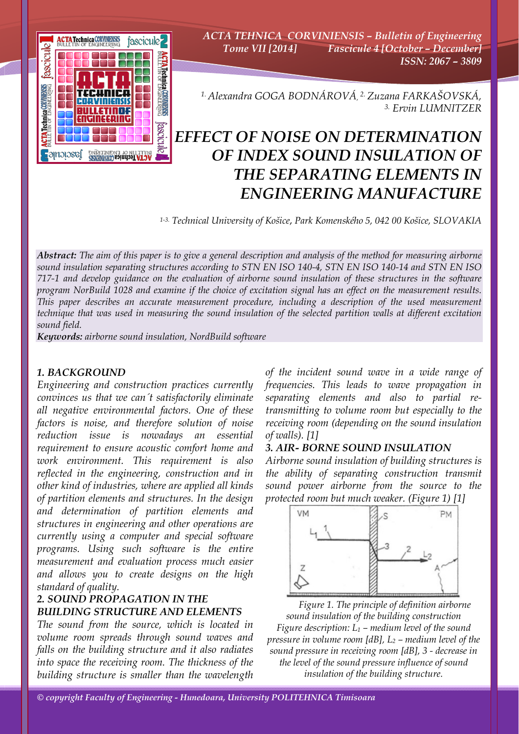[1.] Alexandra GOGA BODNÁROVÁ, [2.] Zuzana FARKAŠOVSKÁ, [3.] Ervin LUMNITZER

# EFFECT OF NOISE ON DETERMINATION OF INDEX SOUND INSULATION OF THE SEPARATING ELEMENTS IN ENGINEERING MANUFACTURE

[1-3.] Technical University of Košice, Park Komenského 5, 042 00 Košice, SLOVAKIA

***Abstract:*** *The aim of this paper is to give a general description and analysis of the method for measuring airborne sound insulation separating structures according to STN EN ISO 140-4, STN EN ISO 140-14 and STN EN ISO 717-1 and develop guidance on the evaluation of airborne sound insulation of these structures in the software program NorBuild 1028 and examine if the choice of excitation signal has an effect on the measurement results. This paper describes an accurate measurement procedure, including a description of the used measurement technique that was used in measuring the sound insulation of the selected partition walls at different excitation sound field.*

***Keywords:*** *airborne sound insulation, NordBuild software*

## 1. BACKGROUND

Engineering and construction practices currently convinces us that we can´t satisfactorily eliminate all negative environmental factors. One of these factors is noise, and therefore solution of noise reduction issue is nowadays an essential requirement to ensure acoustic comfort home and work environment. This requirement is also reflected in the engineering, construction and in other kind of industries, where are applied all kinds of partition elements and structures. In the design and determination of partition elements and structures in engineering and other operations are currently using a computer and special software programs. Using such software is the entire measurement and evaluation process much easier and allows you to create designs on the high standard of quality.

## 2. SOUND PROPAGATION IN THE BUILDING STRUCTURE AND ELEMENTS

The sound from the source, which is located in volume room spreads through sound waves and falls on the building structure and it also radiates into space the receiving room. The thickness of the building structure is smaller than the wavelength of the incident sound wave in a wide range of frequencies. This leads to wave propagation in separating elements and also to partial re-transmitting to volume room but especially to the receiving room (depending on the sound insulation of walls). [1]

## 3. AIR- BORNE SOUND INSULATION

Airborne sound insulation of building structures is the ability of separating construction transmit sound power airborne from the source to the protected room but much weaker. (Figure 1) [1]

Figure 1. The principle of definition airborne sound insulation of the building construction

Figure description: $L_1$ – medium level of the sound pressure in volume room [dB], $L_2$ – medium level of the sound pressure in receiving room [dB], 3 - decrease in the level of the sound pressure influence of sound insulation of the building structure.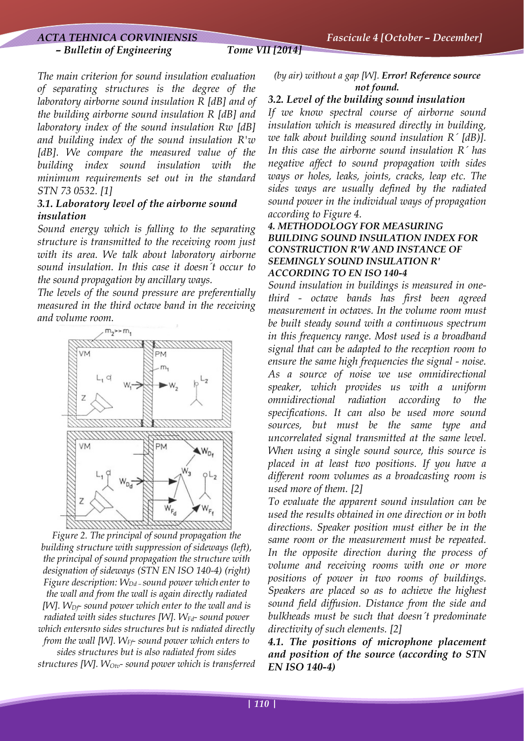*The main criterion for sound insulation evaluation of separating structures is the degree of the laboratory airborne sound insulation R [dB] and of the building airborne sound insulation R [dB] and laboratory index of the sound insulation Rw [dB] and building index of the sound insulation R'w [dB]. We compare the measured value of the building index sound insulation with the minimum requirements set out in the standard STN 73 0532. [1]*

### *3.1. Laboratory level of the airborne sound insulation*

*Sound energy which is falling to the separating structure is transmitted to the receiving room just with its area. We talk about laboratory airborne sound insulation. In this case it doesn´t occur to the sound propagation by ancillary ways.*

*The levels of the sound pressure are preferentially measured in the third octave band in the receiving and volume room.*

*Figure 2. The principal of sound propagation the building structure with suppression of sideways (left), the principal of sound propagation the structure with designation of sideways (STN EN ISO 140-4) (right) Figure description: $W_{Dd}$ - sound power which enter to the wall and from the wall is again directly radiated [W]. $W_{Df}$- sound power which enter to the wall and is radiated with sides stuctures [W]. $W_{Fd}$- sound power which entersnto sides structures but is radiated directly from the wall [W]. $W_{Ff}$- sound power which enters to sides structures but is also radiated from sides structures [W]. $W_{Otv}$- sound power which is transferred (by air) without a gap [W].* ***Error! Reference source not found.***

### *3.2. Level of the building sound insulation*

*If we know spectral course of airborne sound insulation which is measured directly in building, we talk about building sound insulation R´ [dB)]. In this case the airborne sound insulation R´ has negative affect to sound propagation with sides ways or holes, leaks, joints, cracks, leap etc. The sides ways are usually defined by the radiated sound power in the individual ways of propagation according to Figure 4.*

### *4. METHODOLOGY FOR MEASURING BUILDING SOUND INSULATION INDEX FOR CONSTRUCTION R'W AND INSTANCE OF SEEMINGLY SOUND INSULATION R' ACCORDING TO EN ISO 140-4*

*Sound insulation in buildings is measured in one-third - octave bands has first been agreed measurement in octaves. In the volume room must be built steady sound with a continuous spectrum in this frequency range. Most used is a broadband signal that can be adapted to the reception room to ensure the same high frequencies the signal - noise. As a source of noise we use omnidirectional speaker, which provides us with a uniform omnidirectional radiation according to the specifications. It can also be used more sound sources, but must be the same type and uncorrelated signal transmitted at the same level. When using a single sound source, this source is placed in at least two positions. If you have a different room volumes as a broadcasting room is used more of them. [2]*

*To evaluate the apparent sound insulation can be used the results obtained in one direction or in both directions. Speaker position must either be in the same room or the measurement must be repeated. In the opposite direction during the process of volume and receiving rooms with one or more positions of power in two rooms of buildings. Speakers are placed so as to achieve the highest sound field diffusion. Distance from the side and bulkheads must be such that doesn´t predominate directivity of such elements. [2]*

### *4.1. The positions of microphone placement and position of the source (according to STN EN ISO 140-4)*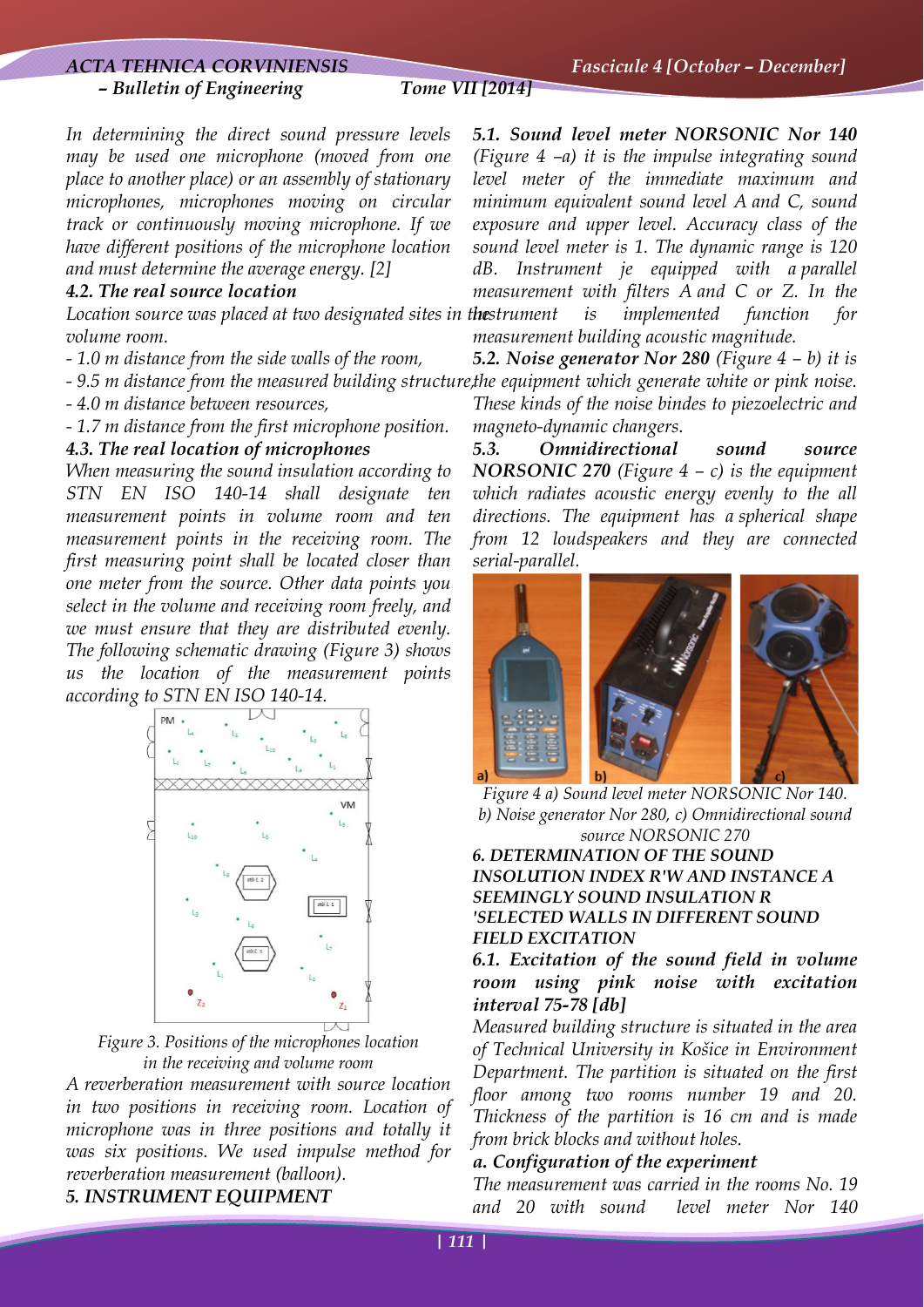In determining the direct sound pressure levels may be used one microphone (moved from one place to another place) or an assembly of stationary microphones, microphones moving on circular track or continuously moving microphone. If we have different positions of the microphone location and must determine the average energy. [2]

### 4.2. The real source location

Location source was placed at two designated sites in the volume room.

- 1.0 m distance from the side walls of the room,
- 9.5 m distance from the measured building structure,
- 4.0 m distance between resources,
- 1.7 m distance from the first microphone position.

### 4.3. The real location of microphones

When measuring the sound insulation according to STN EN ISO 140-14 shall designate ten measurement points in volume room and ten measurement points in the receiving room. The first measuring point shall be located closer than one meter from the source. Other data points you select in the volume and receiving room freely, and we must ensure that they are distributed evenly. The following schematic drawing (Figure 3) shows us the location of the measurement points according to STN EN ISO 140-14.

Figure 3. Positions of the microphones location in the receiving and volume room

A reverberation measurement with source location in two positions in receiving room. Location of microphone was in three positions and totally it was six positions. We used impulse method for reverberation measurement (balloon).

## 5. INSTRUMENT EQUIPMENT

### 5.1. Sound level meter NORSONIC Nor 140

(Figure 4 –a) it is the impulse integrating sound level meter of the immediate maximum and minimum equivalent sound level A and C, sound exposure and upper level. Accuracy class of the sound level meter is 1. The dynamic range is 120 dB. Instrument je equipped with a parallel measurement with filters A and C or Z. In the instrument is implemented function for measurement building acoustic magnitude.

### 5.2. Noise generator Nor 280

(Figure 4 – b) it is the equipment which generate white or pink noise. These kinds of the noise bindes to piezoelectric and magneto-dynamic changers.

### 5.3. Omnidirectional sound source NORSONIC 270

(Figure 4 – c) is the equipment which radiates acoustic energy evenly to the all directions. The equipment has a spherical shape from 12 loudspeakers and they are connected serial-parallel.

Figure 4 a) Sound level meter NORSONIC Nor 140. b) Noise generator Nor 280, c) Omnidirectional sound source NORSONIC 270

## 6. DETERMINATION OF THE SOUND INSOLUTION INDEX R'W AND INSTANCE A SEEMINGLY SOUND INSULATION R 'SELECTED WALLS IN DIFFERENT SOUND FIELD EXCITATION

### 6.1. Excitation of the sound field in volume room using pink noise with excitation interval 75-78 [db]

Measured building structure is situated in the area of Technical University in Košice in Environment Department. The partition is situated on the first floor among two rooms number 19 and 20. Thickness of the partition is 16 cm and is made from brick blocks and without holes.

#### a. Configuration of the experiment

The measurement was carried in the rooms No. 19 and 20 with sound level meter Nor 140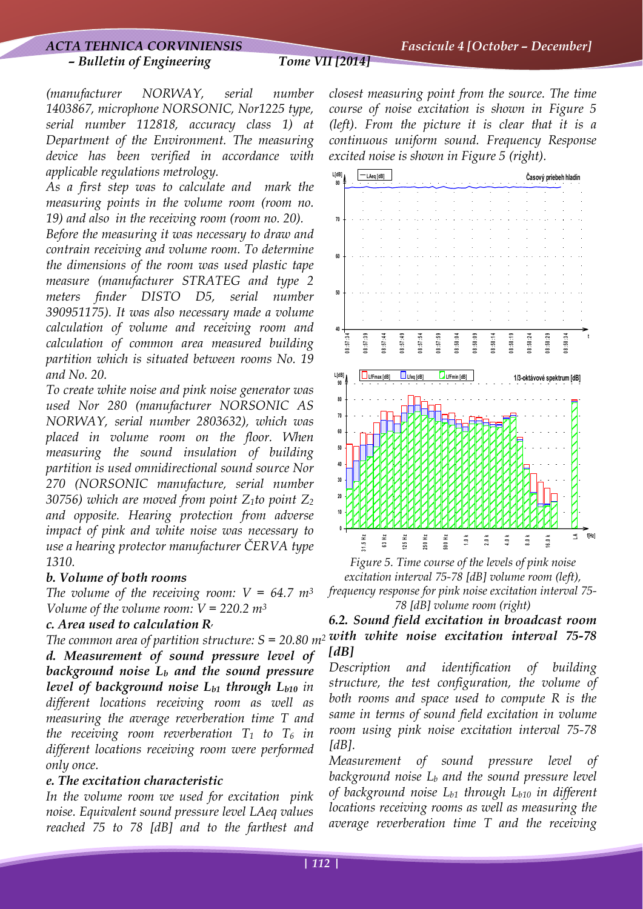*(manufacturer NORWAY, serial number 1403867, microphone NORSONIC, Nor1225 type, serial number 112818, accuracy class 1) at Department of the Environment. The measuring device has been verified in accordance with applicable regulations metrology.*

*As a first step was to calculate and mark the measuring points in the volume room (room no. 19) and also in the receiving room (room no. 20).*

*Before the measuring it was necessary to draw and contrain receiving and volume room. To determine the dimensions of the room was used plastic tape measure (manufacturer STRATEG and type 2 meters finder DISTO D5, serial number 390951175). It was also necessary made a volume calculation of volume and receiving room and calculation of common area measured building partition which is situated between rooms No. 19 and No. 20.*

*To create white noise and pink noise generator was used Nor 280 (manufacturer NORSONIC AS NORWAY, serial number 2803632), which was placed in volume room on the floor. When measuring the sound insulation of building partition is used omnidirectional sound source Nor 270 (NORSONIC manufacture, serial number 30756) which are moved from point $Z_1$ to point $Z_2$ and opposite. Hearing protection from adverse impact of pink and white noise was necessary to use a hearing protector manufacturer ČERVA type 1310.*

### *b. Volume of both rooms*

*The volume of the receiving room: $V = 64.7\ m^3$*
*Volume of the volume room: $V = 220.2\ m^3$*

### *c. Area used to calculation R'*

*The common area of partition structure: $S = 20.80\ m^2$*

### *d. Measurement of sound pressure level of background noise $L_b$ and the sound pressure level of background noise $L_{b1}$ through $L_{b10}$* *in different locations receiving room as well as measuring the average reverberation time T and the receiving room reverberation $T_1$ to $T_6$ in different locations receiving room were performed only once.*

### *e. The excitation characteristic*

*In the volume room we used for excitation pink noise. Equivalent sound pressure level LAeq values reached 75 to 78 [dB] and to the farthest and closest measuring point from the source. The time course of noise excitation is shown in Figure 5 (left). From the picture it is clear that it is a continuous uniform sound. Frequency Response excited noise is shown in Figure 5 (right).*

*Figure 5. Time course of the levels of pink noise excitation interval 75-78 [dB] volume room (left), frequency response for pink noise excitation interval 75-78 [dB] volume room (right)*

### *6.2. Sound field excitation in broadcast room with white noise excitation interval 75-78 [dB]*

*Description and identification of building structure, the test configuration, the volume of both rooms and space used to compute R is the same in terms of sound field excitation in volume room using pink noise excitation interval 75-78 [dB].*

*Measurement of sound pressure level of background noise $L_b$ and the sound pressure level of background noise $L_{b1}$ through $L_{b10}$ in different locations receiving rooms as well as measuring the average reverberation time T and the receiving*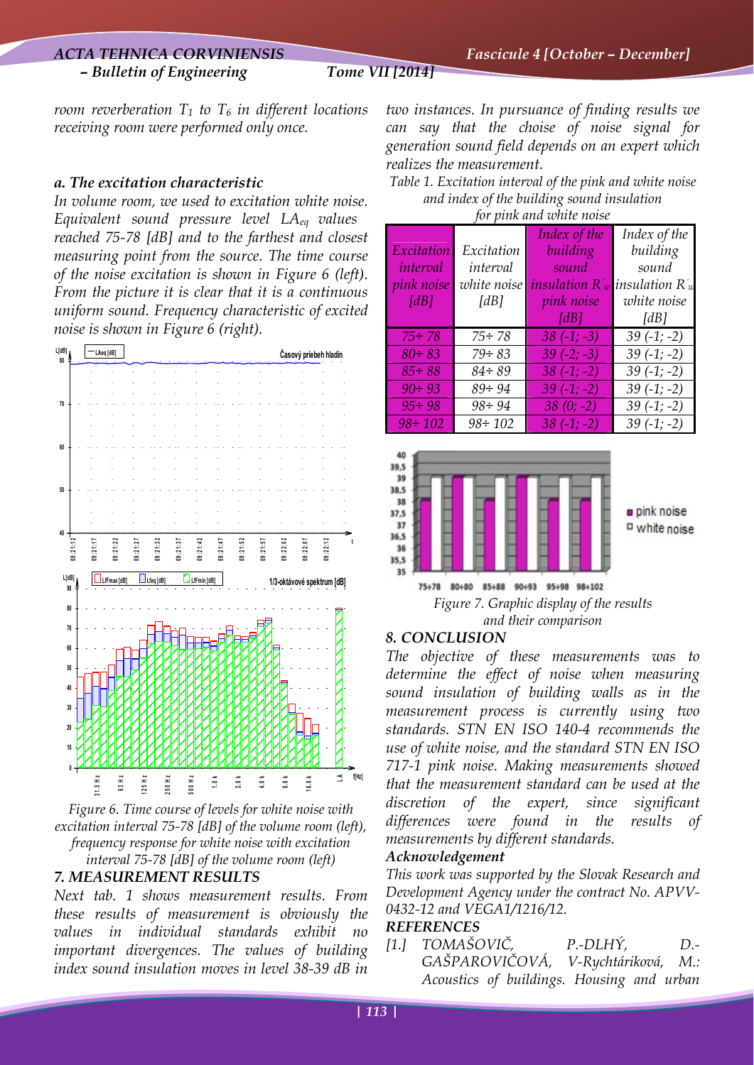room reverberation $T_1$ to $T_6$ in different locations receiving room were performed only once.

### a. The excitation characteristic

In volume room, we used to excitation white noise. Equivalent sound pressure level $LA_{eq}$ values reached 75-78 [dB] and to the farthest and closest measuring point from the source. The time course of the noise excitation is shown in Figure 6 (left). From the picture it is clear that it is a continuous uniform sound. Frequency characteristic of excited noise is shown in Figure 6 (right).

Figure 6. Time course of levels for white noise with excitation interval 75-78 [dB] of the volume room (left), frequency response for white noise with excitation interval 75-78 [dB] of the volume room (left)

## 7. MEASUREMENT RESULTS

Next tab. 1 shows measurement results. From these results of measurement is obviously the values in individual standards exhibit no important divergences. The values of building index sound insulation moves in level 38-39 dB in two instances. In pursuance of finding results we can say that the choise of noise signal for generation sound field depends on an expert which realizes the measurement.

Table 1. Excitation interval of the pink and white noise and index of the building sound insulation for pink and white noise

| Excitation interval pink noise [dB] | Excitation interval white noise [dB] | Index of the building sound insulation $R'_w$ pink noise [dB] | Index of the building sound insulation $R'_w$ white noise [dB] |
|---|---|---|---|
| 75÷ 78 | 75÷ 78 | 38 (-1; -3) | 39 (-1; -2) |
| 80÷ 83 | 79÷ 83 | 39 (-2; -3) | 39 (-1; -2) |
| 85÷ 88 | 84÷ 89 | 38 (-1; -2) | 39 (-1; -2) |
| 90÷ 93 | 89÷ 94 | 39 (-1; -2) | 39 (-1; -2) |
| 95÷ 98 | 98÷ 94 | 38 (0; -2) | 39 (-1; -2) |
| 98÷ 102 | 98÷ 102 | 38 (-1; -2) | 39 (-1; -2) |

Figure 7. Graphic display of the results and their comparison

## 8. CONCLUSION

The objective of these measurements was to determine the effect of noise when measuring sound insulation of building walls as in the measurement process is currently using two standards. STN EN ISO 140-4 recommends the use of white noise, and the standard STN EN ISO 717-1 pink noise. Making measurements showed that the measurement standard can be used at the discretion of the expert, since significant differences were found in the results of measurements by different standards.

### Acknowledgement

This work was supported by the Slovak Research and Development Agency under the contract No. APVV-0432-12 and VEGA1/1216/12.

### REFERENCES

[1.] TOMAŠOVIČ, P.-DLHÝ, D.-GAŠPAROVIČOVÁ, V-Rychtáriková, M.: Acoustics of buildings. Housing and urban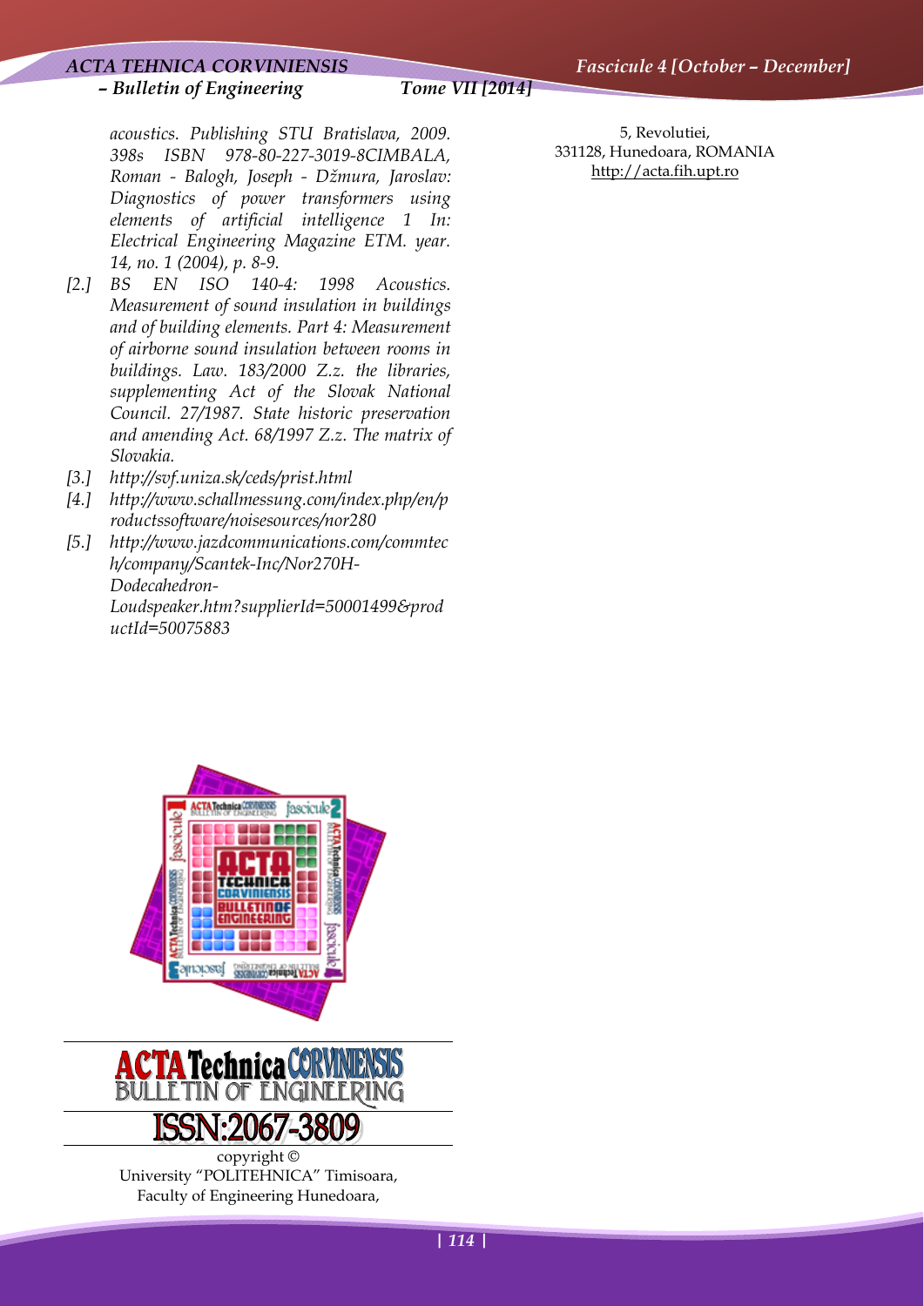*acoustics. Publishing STU Bratislava, 2009. 398s ISBN 978-80-227-3019-8CIMBALA, Roman - Balogh, Joseph - Džmura, Jaroslav: Diagnostics of power transformers using elements of artificial intelligence 1 In: Electrical Engineering Magazine ETM. year. 14, no. 1 (2004), p. 8-9.*

- [2.] *BS EN ISO 140-4: 1998 Acoustics. Measurement of sound insulation in buildings and of building elements. Part 4: Measurement of airborne sound insulation between rooms in buildings. Law. 183/2000 Z.z. the libraries, supplementing Act of the Slovak National Council. 27/1987. State historic preservation and amending Act. 68/1997 Z.z. The matrix of Slovakia.*
- [3.] *http://svf.uniza.sk/ceds/prist.html*
- [4.] *http://www.schallmessung.com/index.php/en/productssoftware/noisesources/nor280*
- [5.] *http://www.jazdcommunications.com/commtech/company/Scantek-Inc/Nor270H-Dodecahedron-Loudspeaker.htm?supplierId=50001499&productId=50075883*

ACTA Technica CORVINIENSIS
BULLETIN OF ENGINEERING

ISSN:2067-3809

copyright ©
University "POLITEHNICA" Timisoara,
Faculty of Engineering Hunedoara,
5, Revolutiei,
331128, Hunedoara, ROMANIA
http://acta.fih.upt.ro